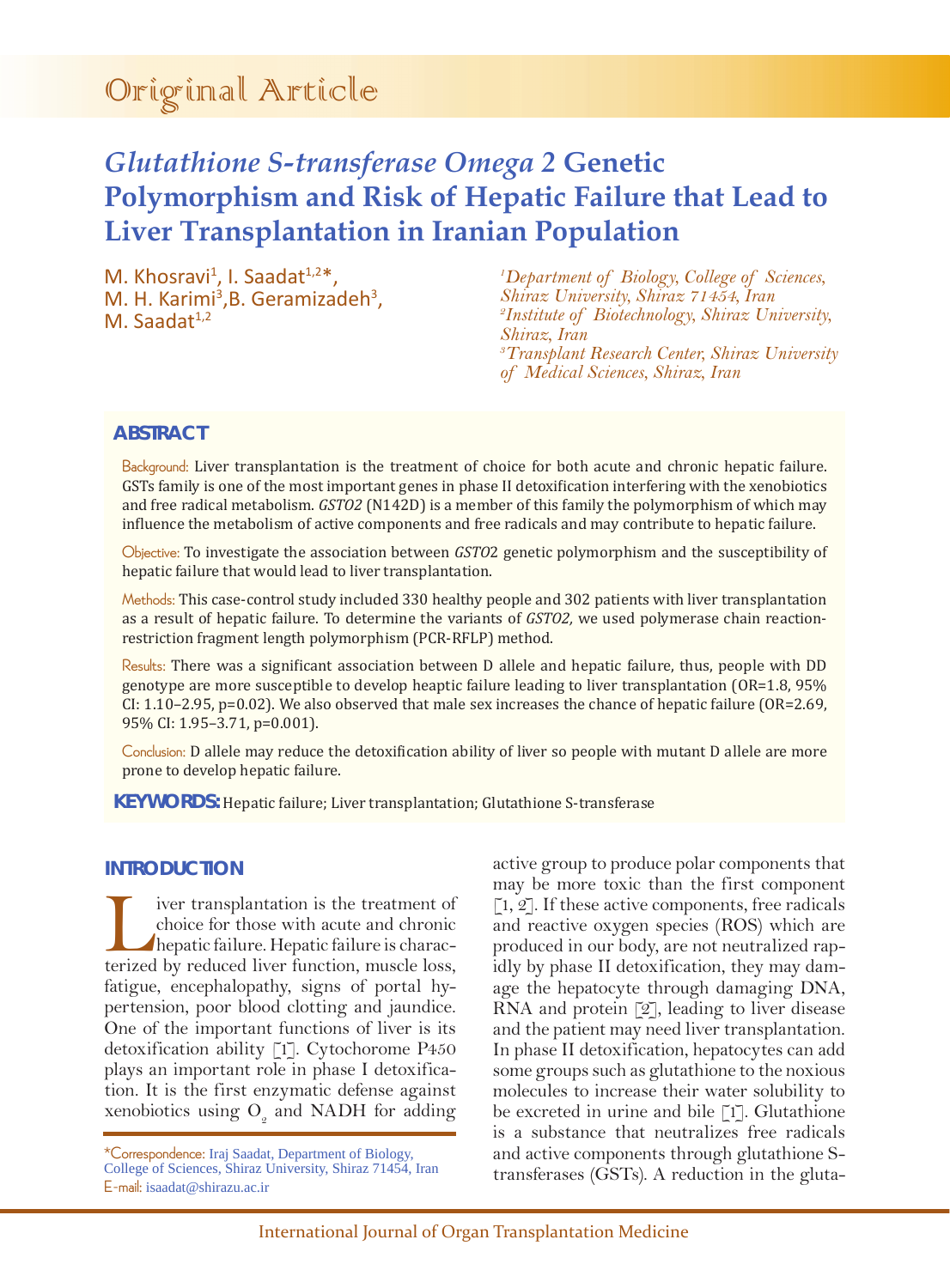Original Article

# *Glutathione S-transferase Omega 2* Genetic Polymorphism and Risk of Hepatic Failure that Lead to Liver Transplantation in Iranian Population

M. Khosravi[1], I. Saadat[1,2]*, M. H. Karimi[3], B. Geramizadeh[3], M. Saadat[1,2]

[1]*Department of Biology, College of Sciences, Shiraz University, Shiraz 71454, Iran*
[2]*Institute of Biotechnology, Shiraz University, Shiraz, Iran*
[3]*Transplant Research Center, Shiraz University of Medical Sciences, Shiraz, Iran*

## ABSTRACT

Background: Liver transplantation is the treatment of choice for both acute and chronic hepatic failure. GSTs family is one of the most important genes in phase II detoxification interfering with the xenobiotics and free radical metabolism. *GSTO2* (N142D) is a member of this family the polymorphism of which may influence the metabolism of active components and free radicals and may contribute to hepatic failure.

Objective: To investigate the association between *GSTO*2 genetic polymorphism and the susceptibility of hepatic failure that would lead to liver transplantation.

Methods: This case-control study included 330 healthy people and 302 patients with liver transplantation as a result of hepatic failure. To determine the variants of *GSTO2,* we used polymerase chain reaction-restriction fragment length polymorphism (PCR-RFLP) method.

Results: There was a significant association between D allele and hepatic failure, thus, people with DD genotype are more susceptible to develop heaptic failure leading to liver transplantation (OR=1.8, 95% CI: 1.10–2.95, p=0.02). We also observed that male sex increases the chance of hepatic failure (OR=2.69, 95% CI: 1.95–3.71, p=0.001).

Conclusion: D allele may reduce the detoxification ability of liver so people with mutant D allele are more prone to develop hepatic failure.

**KEYWORDS:** Hepatic failure; Liver transplantation; Glutathione S-transferase

## INTRODUCTION

Liver transplantation is the treatment of choice for those with acute and chronic hepatic failure. Hepatic failure is characterized by reduced liver function, muscle loss, fatigue, encephalopathy, signs of portal hypertension, poor blood clotting and jaundice. One of the important functions of liver is its detoxification ability [1]. Cytochorome P450 plays an important role in phase I detoxification. It is the first enzymatic defense against xenobiotics using $O_2$ and NADH for adding active group to produce polar components that may be more toxic than the first component [1, 2]. If these active components, free radicals and reactive oxygen species (ROS) which are produced in our body, are not neutralized rapidly by phase II detoxification, they may damage the hepatocyte through damaging DNA, RNA and protein [2], leading to liver disease and the patient may need liver transplantation. In phase II detoxification, hepatocytes can add some groups such as glutathione to the noxious molecules to increase their water solubility to be excreted in urine and bile [1]. Glutathione is a substance that neutralizes free radicals and active components through glutathione S-transferases (GSTs). A reduction in the gluta-

*Correspondence: Iraj Saadat, Department of Biology, College of Sciences, Shiraz University, Shiraz 71454, Iran
E-mail: isaadat@shirazu.ac.ir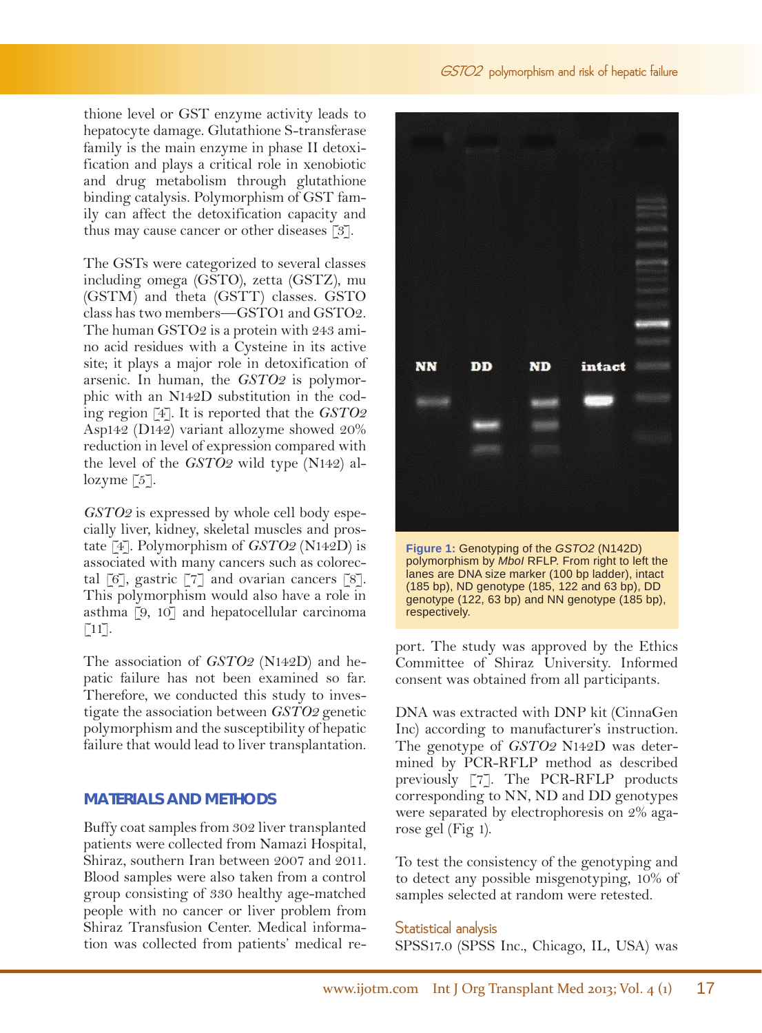thione level or GST enzyme activity leads to hepatocyte damage. Glutathione S-transferase family is the main enzyme in phase II detoxification and plays a critical role in xenobiotic and drug metabolism through glutathione binding catalysis. Polymorphism of GST family can affect the detoxification capacity and thus may cause cancer or other diseases [3].

The GSTs were categorized to several classes including omega (GSTO), zetta (GSTZ), mu (GSTM) and theta (GSTT) classes. GSTO class has two members—GSTO1 and GSTO2. The human GSTO2 is a protein with 243 amino acid residues with a Cysteine in its active site; it plays a major role in detoxification of arsenic. In human, the *GSTO2* is polymorphic with an N142D substitution in the coding region [4]. It is reported that the *GSTO2* Asp142 (D142) variant allozyme showed 20% reduction in level of expression compared with the level of the *GSTO2* wild type (N142) allozyme [5].

*GSTO2* is expressed by whole cell body especially liver, kidney, skeletal muscles and prostate [4]. Polymorphism of *GSTO2* (N142D) is associated with many cancers such as colorectal [6], gastric [7] and ovarian cancers [8]. This polymorphism would also have a role in asthma [9, 10] and hepatocellular carcinoma [11].

The association of *GSTO2* (N142D) and hepatic failure has not been examined so far. Therefore, we conducted this study to investigate the association between *GSTO2* genetic polymorphism and the susceptibility of hepatic failure that would lead to liver transplantation.

## MATERIALS AND METHODS

Buffy coat samples from 302 liver transplanted patients were collected from Namazi Hospital, Shiraz, southern Iran between 2007 and 2011. Blood samples were also taken from a control group consisting of 330 healthy age-matched people with no cancer or liver problem from Shiraz Transfusion Center. Medical information was collected from patients' medical report. The study was approved by the Ethics Committee of Shiraz University. Informed consent was obtained from all participants.

**Figure 1:** Genotyping of the *GSTO2* (N142D) polymorphism by *MboI* RFLP. From right to left the lanes are DNA size marker (100 bp ladder), intact (185 bp), ND genotype (185, 122 and 63 bp), DD genotype (122, 63 bp) and NN genotype (185 bp), respectively.

DNA was extracted with DNP kit (CinnaGen Inc) according to manufacturer's instruction. The genotype of *GSTO2* N142D was determined by PCR-RFLP method as described previously [7]. The PCR-RFLP products corresponding to NN, ND and DD genotypes were separated by electrophoresis on 2% agarose gel (Fig 1).

To test the consistency of the genotyping and to detect any possible misgenotyping, 10% of samples selected at random were retested.

### Statistical analysis

SPSS17.0 (SPSS Inc., Chicago, IL, USA) was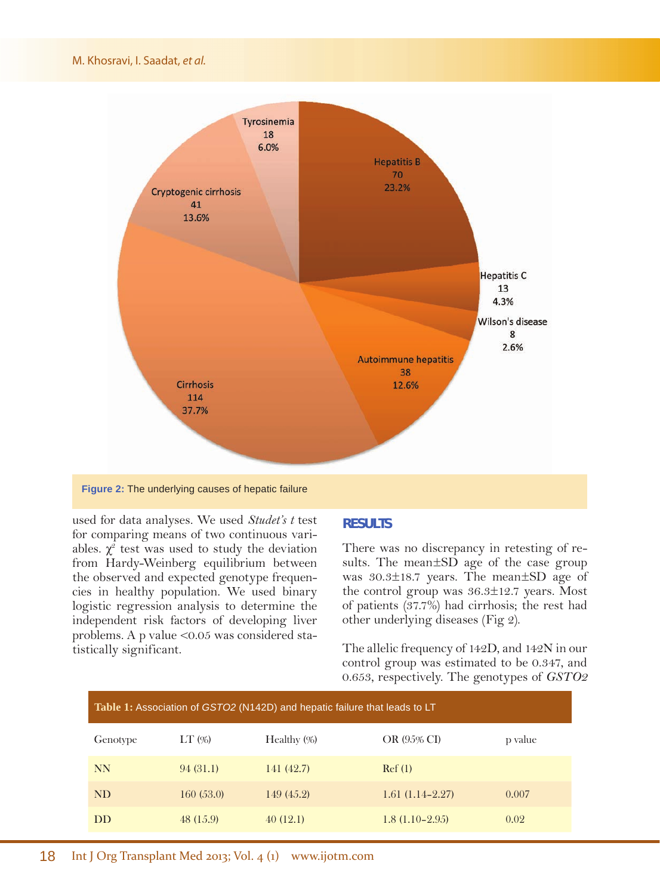Figure 2: The underlying causes of hepatic failure

used for data analyses. We used *Studet's t* test for comparing means of two continuous variables. $\chi^2$ test was used to study the deviation from Hardy-Weinberg equilibrium between the observed and expected genotype frequencies in healthy population. We used binary logistic regression analysis to determine the independent risk factors of developing liver problems. A p value <0.05 was considered statistically significant.

## RESULTS

There was no discrepancy in retesting of results. The mean±SD age of the case group was 30.3±18.7 years. The mean±SD age of the control group was 36.3±12.7 years. Most of patients (37.7%) had cirrhosis; the rest had other underlying diseases (Fig 2).

The allelic frequency of 142D, and 142N in our control group was estimated to be 0.347, and 0.653, respectively. The genotypes of *GSTO2*

**Table 1:** Association of *GSTO2* (N142D) and hepatic failure that leads to LT

| Genotype | LT (%) | Healthy (%) | OR (95% CI) | p value |
|---|---|---|---|---|
| NN | 94 (31.1) | 141 (42.7) | Ref (1) | |
| ND | 160 (53.0) | 149 (45.2) | 1.61 (1.14–2.27) | 0.007 |
| DD | 48 (15.9) | 40 (12.1) | 1.8 (1.10–2.95) | 0.02 |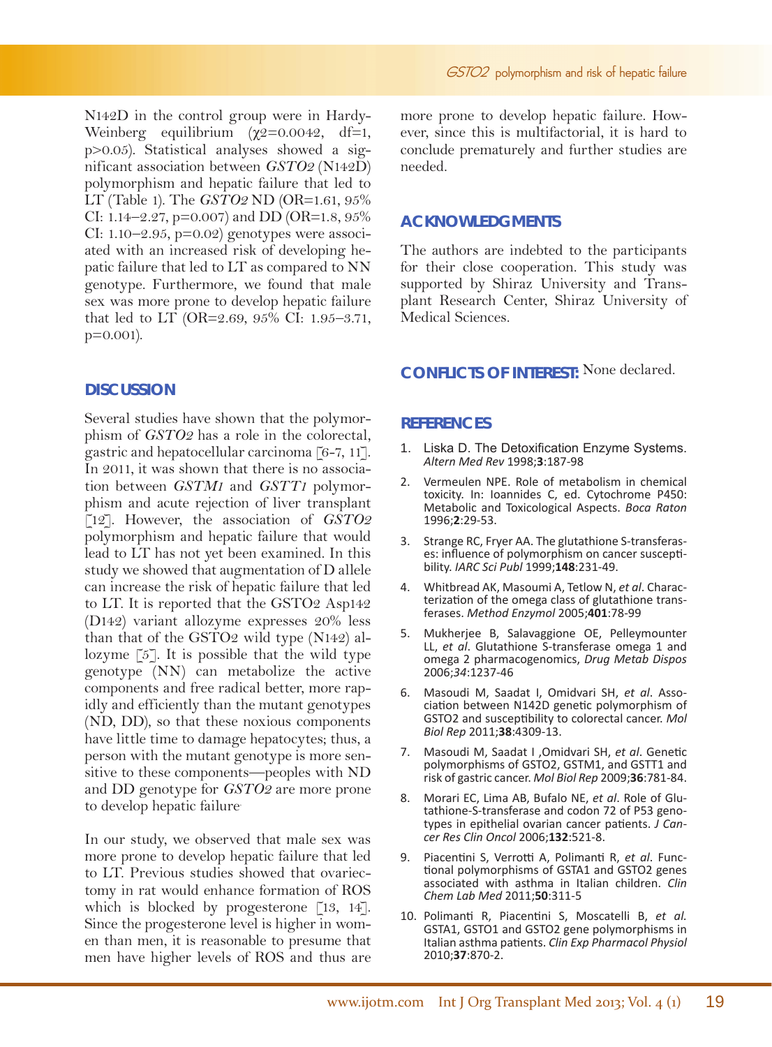N142D in the control group were in Hardy-Weinberg equilibrium ($\chi 2=0.0042$, df=1, $p>0.05$). Statistical analyses showed a significant association between *GSTO2* (N142D) polymorphism and hepatic failure that led to LT (Table 1). The *GSTO2* ND (OR=1.61, 95% CI: 1.14–2.27, p=0.007) and DD (OR=1.8, 95% CI: 1.10–2.95, p=0.02) genotypes were associated with an increased risk of developing hepatic failure that led to LT as compared to NN genotype. Furthermore, we found that male sex was more prone to develop hepatic failure that led to LT (OR=2.69, 95% CI: 1.95–3.71, p=0.001).

## DISCUSSION

Several studies have shown that the polymorphism of *GSTO2* has a role in the colorectal, gastric and hepatocellular carcinoma [6-7, 11]. In 2011, it was shown that there is no association between *GSTM1* and *GSTT1* polymorphism and acute rejection of liver transplant [12]. However, the association of *GSTO2* polymorphism and hepatic failure that would lead to LT has not yet been examined. In this study we showed that augmentation of D allele can increase the risk of hepatic failure that led to LT. It is reported that the GSTO2 Asp142 (D142) variant allozyme expresses 20% less than that of the GSTO2 wild type (N142) allozyme [5]. It is possible that the wild type genotype (NN) can metabolize the active components and free radical better, more rapidly and efficiently than the mutant genotypes (ND, DD), so that these noxious components have little time to damage hepatocytes; thus, a person with the mutant genotype is more sensitive to these components—peoples with ND and DD genotype for *GSTO2* are more prone to develop hepatic failure.

In our study, we observed that male sex was more prone to develop hepatic failure that led to LT. Previous studies showed that ovariectomy in rat would enhance formation of ROS which is blocked by progesterone [13, 14]. Since the progesterone level is higher in women than men, it is reasonable to presume that men have higher levels of ROS and thus are more prone to develop hepatic failure. However, since this is multifactorial, it is hard to conclude prematurely and further studies are needed.

## ACKNOWLEDGMENTS

The authors are indebted to the participants for their close cooperation. This study was supported by Shiraz University and Transplant Research Center, Shiraz University of Medical Sciences.

**CONFLICTS OF INTEREST:** None declared.

## REFERENCES

1. Liska D. The Detoxification Enzyme Systems. *Altern Med Rev* 1998;**3**:187-98
2. Vermeulen NPE. Role of metabolism in chemical toxicity. In: Ioannides C, ed. Cytochrome P450: Metabolic and Toxicological Aspects. *Boca Raton* 1996;**2**:29-53.
3. Strange RC, Fryer AA. The glutathione S-transferases: influence of polymorphism on cancer susceptibility. *IARC Sci Publ* 1999;**148**:231-49.
4. Whitbread AK, Masoumi A, Tetlow N, *et al*. Characterization of the omega class of glutathione transferases. *Method Enzymol* 2005;**401**:78-99
5. Mukherjee B, Salavaggione OE, Pelleymounter LL, *et al*. Glutathione S-transferase omega 1 and omega 2 pharmacogenomics, *Drug Metab Dispos* 2006;*34*:1237-46
6. Masoudi M, Saadat I, Omidvari SH, *et al*. Association between N142D genetic polymorphism of GSTO2 and susceptibility to colorectal cancer. *Mol Biol Rep* 2011;**38**:4309-13.
7. Masoudi M, Saadat I ,Omidvari SH, *et al*. Genetic polymorphisms of GSTO2, GSTM1, and GSTT1 and risk of gastric cancer. *Mol Biol Rep* 2009;**36**:781-84.
8. Morari EC, Lima AB, Bufalo NE, *et al*. Role of Glutathione-S-transferase and codon 72 of P53 genotypes in epithelial ovarian cancer patients. *J Cancer Res Clin Oncol* 2006;**132**:521-8.
9. Piacentini S, Verrotti A, Polimanti R, *et al*. Functional polymorphisms of GSTA1 and GSTO2 genes associated with asthma in Italian children. *Clin Chem Lab Med* 2011;**50**:311-5
10. Polimanti R, Piacentini S, Moscatelli B, *et al.* GSTA1, GSTO1 and GSTO2 gene polymorphisms in Italian asthma patients. *Clin Exp Pharmacol Physiol* 2010;**37**:870-2.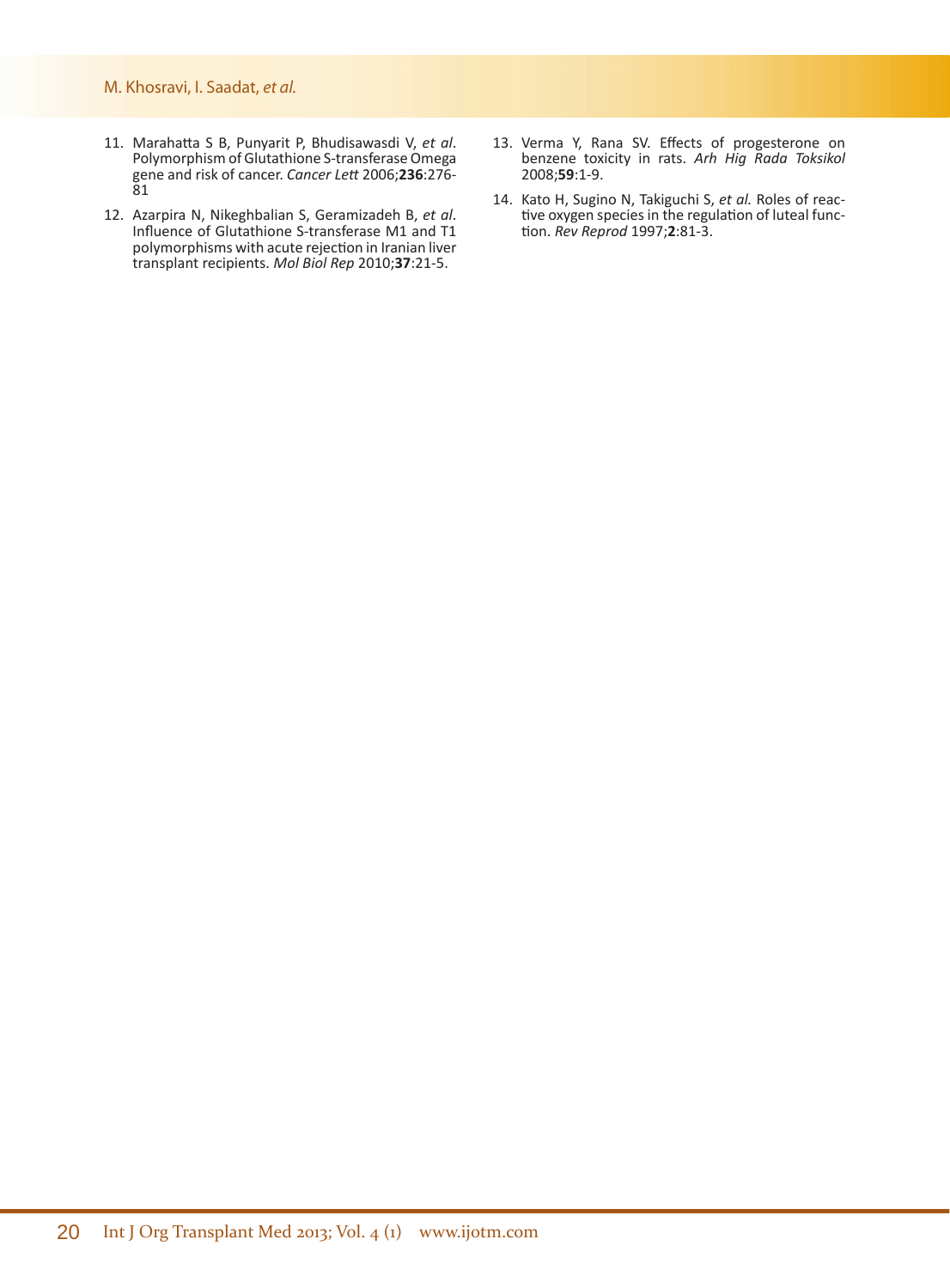11. Marahatta S B, Punyarit P, Bhudisawasdi V, *et al*. Polymorphism of Glutathione S-transferase Omega gene and risk of cancer. *Cancer Lett* 2006;**236**:276-81

12. Azarpira N, Nikeghbalian S, Geramizadeh B, *et al*. Influence of Glutathione S-transferase M1 and T1 polymorphisms with acute rejection in Iranian liver transplant recipients. *Mol Biol Rep* 2010;**37**:21-5.

13. Verma Y, Rana SV. Effects of progesterone on benzene toxicity in rats. *Arh Hig Rada Toksikol* 2008;**59**:1-9.

14. Kato H, Sugino N, Takiguchi S, *et al.* Roles of reactive oxygen species in the regulation of luteal function. *Rev Reprod* 1997;**2**:81-3.